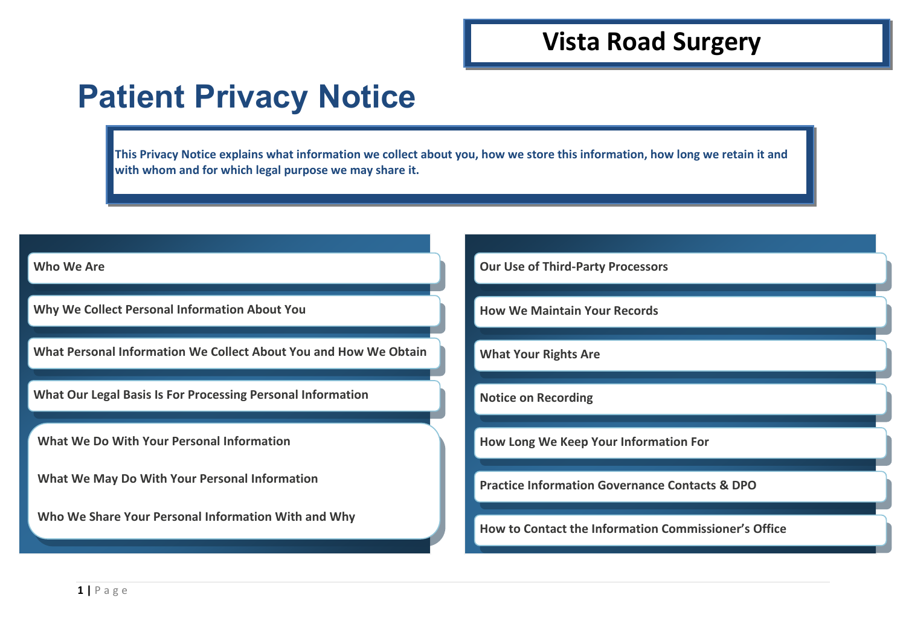**Vista Road Surgery**

# Patient Privacy Notice

**This Privacy Notice explains what information we collect about you, how we store this information, how long we retain it and with whom and for which legal purpose we may share it.**

- Who We Are
- Why We Collect Personal Information About You
- What Personal Information We Collect About You and How We Obtain
- What Our Legal Basis Is For Processing Personal Information
- What We Do With Your Personal Information
- What We May Do With Your Personal Information
- Who We Share Your Personal Information With and Why
- Our Use of Third-Party Processors
- How We Maintain Your Records
- What Your Rights Are
- Notice on Recording
- How Long We Keep Your Information For
- Practice Information Governance Contacts & DPO
- How to Contact the Information Commissioner's Office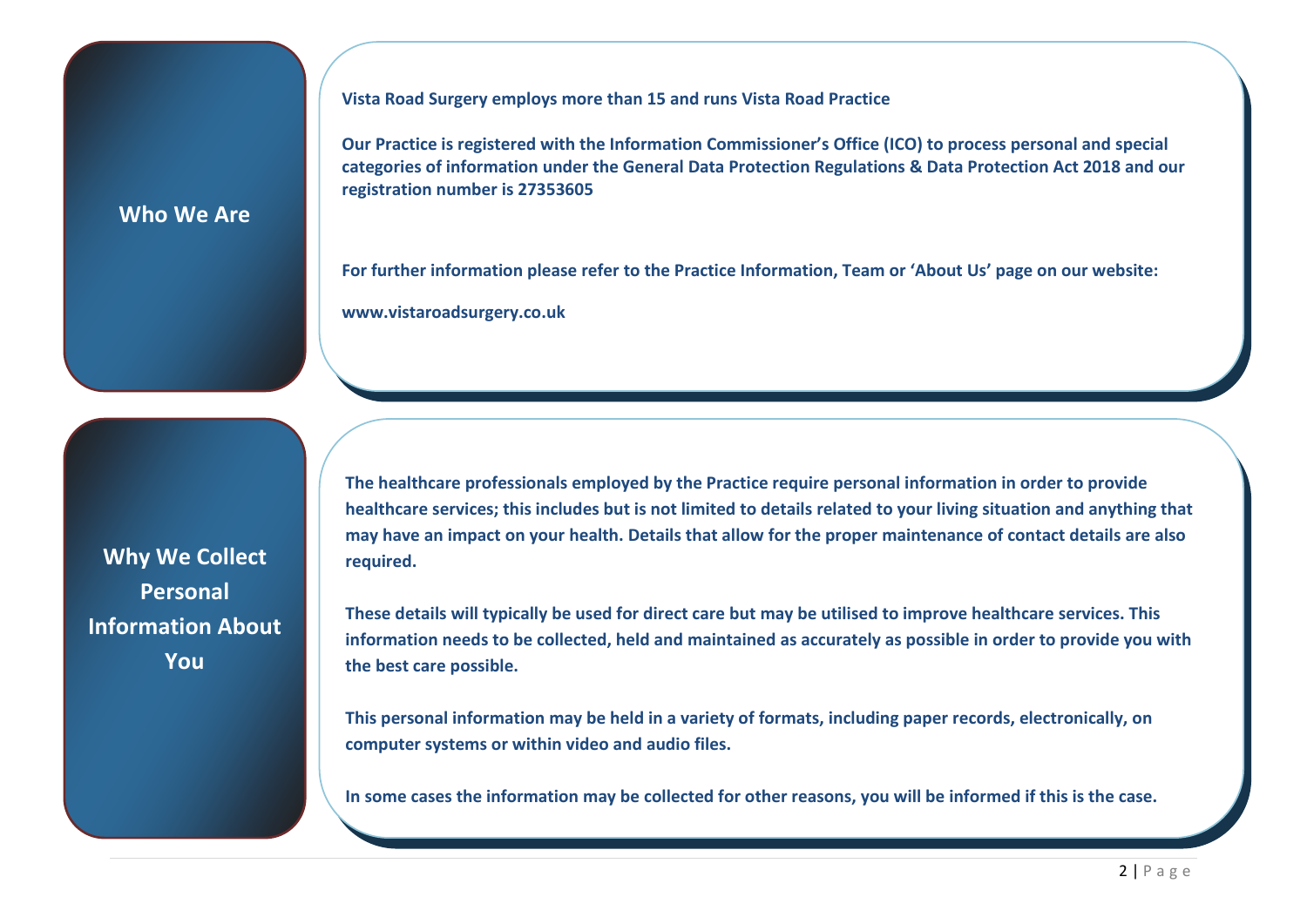## Who We Are

**Vista Road Surgery employs more than 15 and runs Vista Road Practice**

**Our Practice is registered with the Information Commissioner's Office (ICO) to process personal and special categories of information under the General Data Protection Regulations & Data Protection Act 2018 and our registration number is 27353605**

**For further information please refer to the Practice Information, Team or 'About Us' page on our website:**

**www.vistaroadsurgery.co.uk**

## Why We Collect Personal Information About You

**The healthcare professionals employed by the Practice require personal information in order to provide healthcare services; this includes but is not limited to details related to your living situation and anything that may have an impact on your health. Details that allow for the proper maintenance of contact details are also required.**

**These details will typically be used for direct care but may be utilised to improve healthcare services. This information needs to be collected, held and maintained as accurately as possible in order to provide you with the best care possible.**

**This personal information may be held in a variety of formats, including paper records, electronically, on computer systems or within video and audio files.**

**In some cases the information may be collected for other reasons, you will be informed if this is the case.**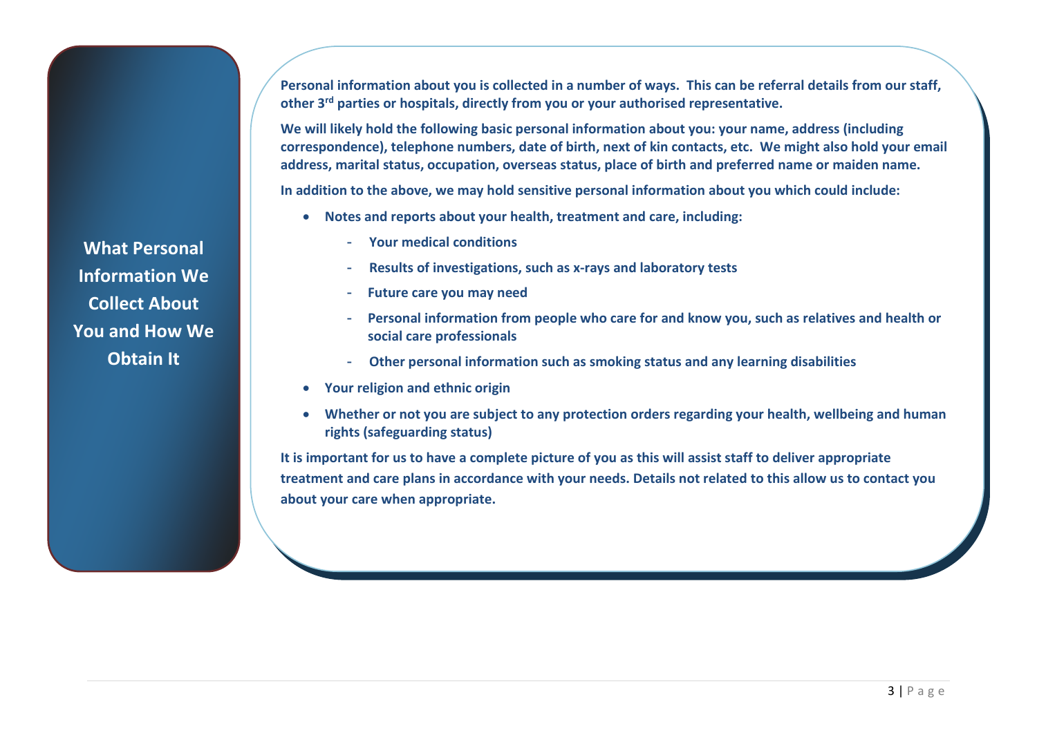## What Personal Information We Collect About You and How We Obtain It

**Personal information about you is collected in a number of ways. This can be referral details from our staff, other 3rd parties or hospitals, directly from you or your authorised representative.**

**We will likely hold the following basic personal information about you: your name, address (including correspondence), telephone numbers, date of birth, next of kin contacts, etc. We might also hold your email address, marital status, occupation, overseas status, place of birth and preferred name or maiden name.**

**In addition to the above, we may hold sensitive personal information about you which could include:**

- **Notes and reports about your health, treatment and care, including:**
  - **Your medical conditions**
  - **Results of investigations, such as x-rays and laboratory tests**
  - **Future care you may need**
  - **Personal information from people who care for and know you, such as relatives and health or social care professionals**
  - **Other personal information such as smoking status and any learning disabilities**
- **Your religion and ethnic origin**
- **Whether or not you are subject to any protection orders regarding your health, wellbeing and human rights (safeguarding status)**

**It is important for us to have a complete picture of you as this will assist staff to deliver appropriate treatment and care plans in accordance with your needs. Details not related to this allow us to contact you about your care when appropriate.**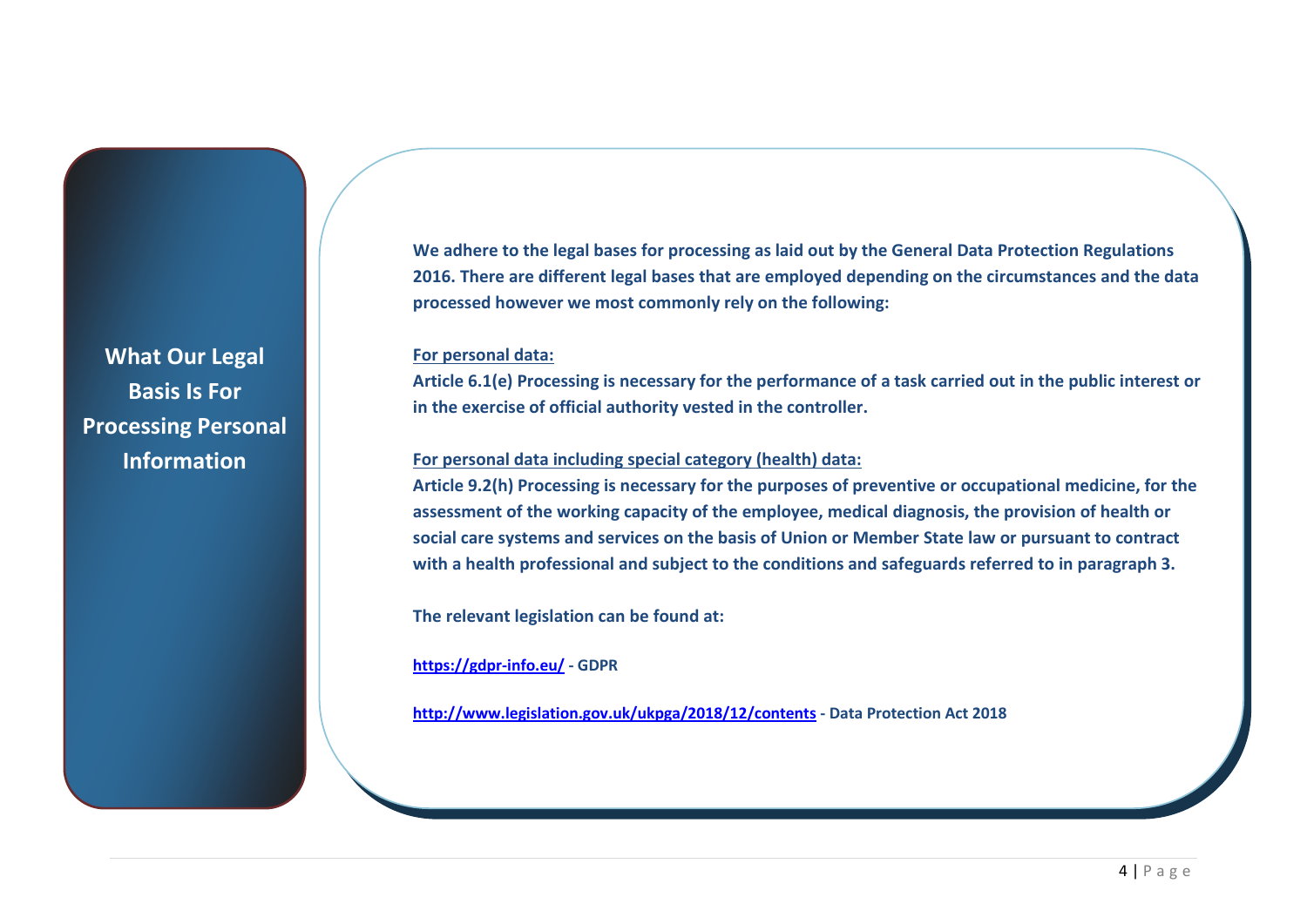## What Our Legal Basis Is For Processing Personal Information

**We adhere to the legal bases for processing as laid out by the General Data Protection Regulations 2016. There are different legal bases that are employed depending on the circumstances and the data processed however we most commonly rely on the following:**

**For personal data:**

**Article 6.1(e) Processing is necessary for the performance of a task carried out in the public interest or in the exercise of official authority vested in the controller.**

**For personal data including special category (health) data:**

**Article 9.2(h) Processing is necessary for the purposes of preventive or occupational medicine, for the assessment of the working capacity of the employee, medical diagnosis, the provision of health or social care systems and services on the basis of Union or Member State law or pursuant to contract with a health professional and subject to the conditions and safeguards referred to in paragraph 3.**

**The relevant legislation can be found at:**

**[https://gdpr-info.eu/](https://gdpr-info.eu/) - GDPR**

**[http://www.legislation.gov.uk/ukpga/2018/12/contents](http://www.legislation.gov.uk/ukpga/2018/12/contents) - Data Protection Act 2018**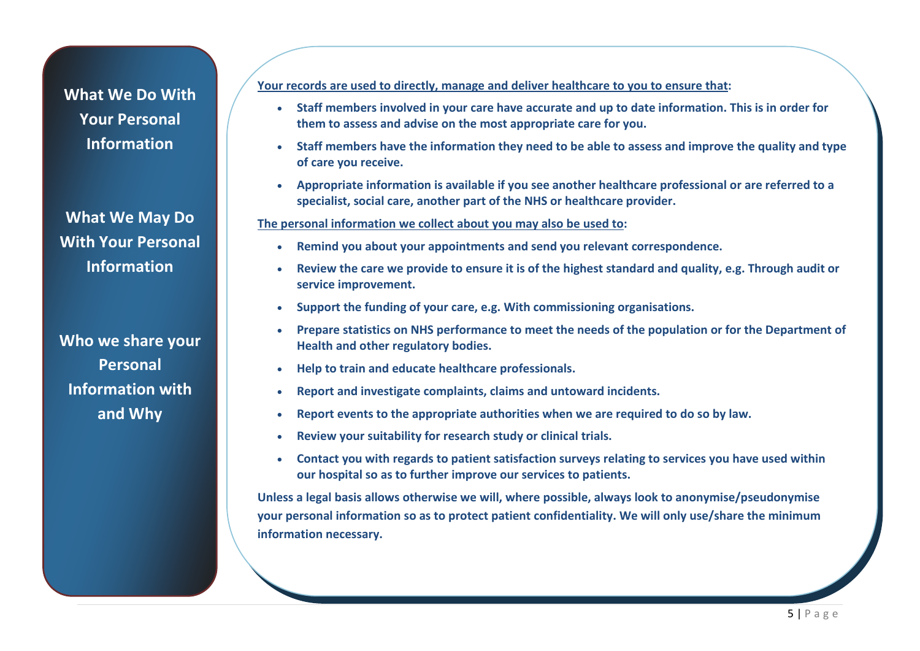## What We Do With Your Personal Information

## What We May Do With Your Personal Information

## Who we share your Personal Information with and Why

**Your records are used to directly, manage and deliver healthcare to you to ensure that:**

- **Staff members involved in your care have accurate and up to date information. This is in order for them to assess and advise on the most appropriate care for you.**
- **Staff members have the information they need to be able to assess and improve the quality and type of care you receive.**
- **Appropriate information is available if you see another healthcare professional or are referred to a specialist, social care, another part of the NHS or healthcare provider.**

**The personal information we collect about you may also be used to:**

- **Remind you about your appointments and send you relevant correspondence.**
- **Review the care we provide to ensure it is of the highest standard and quality, e.g. Through audit or service improvement.**
- **Support the funding of your care, e.g. With commissioning organisations.**
- **Prepare statistics on NHS performance to meet the needs of the population or for the Department of Health and other regulatory bodies.**
- **Help to train and educate healthcare professionals.**
- **Report and investigate complaints, claims and untoward incidents.**
- **Report events to the appropriate authorities when we are required to do so by law.**
- **Review your suitability for research study or clinical trials.**
- **Contact you with regards to patient satisfaction surveys relating to services you have used within our hospital so as to further improve our services to patients.**

**Unless a legal basis allows otherwise we will, where possible, always look to anonymise/pseudonymise your personal information so as to protect patient confidentiality. We will only use/share the minimum information necessary.**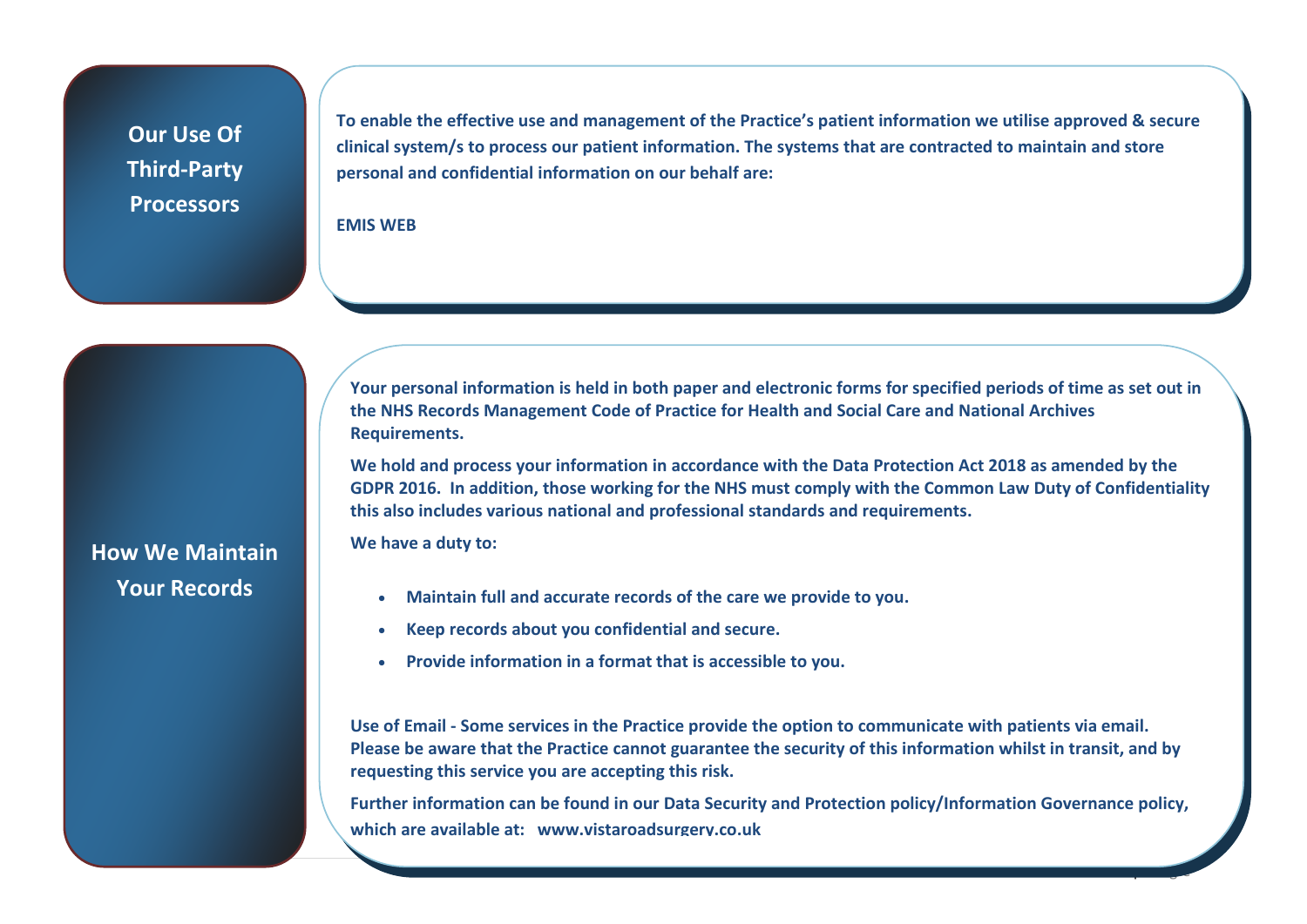## Our Use Of Third-Party Processors

**To enable the effective use and management of the Practice's patient information we utilise approved & secure clinical system/s to process our patient information. The systems that are contracted to maintain and store personal and confidential information on our behalf are:**

**EMIS WEB**

## How We Maintain Your Records

**Your personal information is held in both paper and electronic forms for specified periods of time as set out in the NHS Records Management Code of Practice for Health and Social Care and National Archives Requirements.**

**We hold and process your information in accordance with the Data Protection Act 2018 as amended by the GDPR 2016. In addition, those working for the NHS must comply with the Common Law Duty of Confidentiality this also includes various national and professional standards and requirements.**

**We have a duty to:**

- **Maintain full and accurate records of the care we provide to you.**
- **Keep records about you confidential and secure.**
- **Provide information in a format that is accessible to you.**

**Use of Email - Some services in the Practice provide the option to communicate with patients via email. Please be aware that the Practice cannot guarantee the security of this information whilst in transit, and by requesting this service you are accepting this risk.**

**Further information can be found in our Data Security and Protection policy/Information Governance policy, which are available at: www.vistaroadsurgery.co.uk**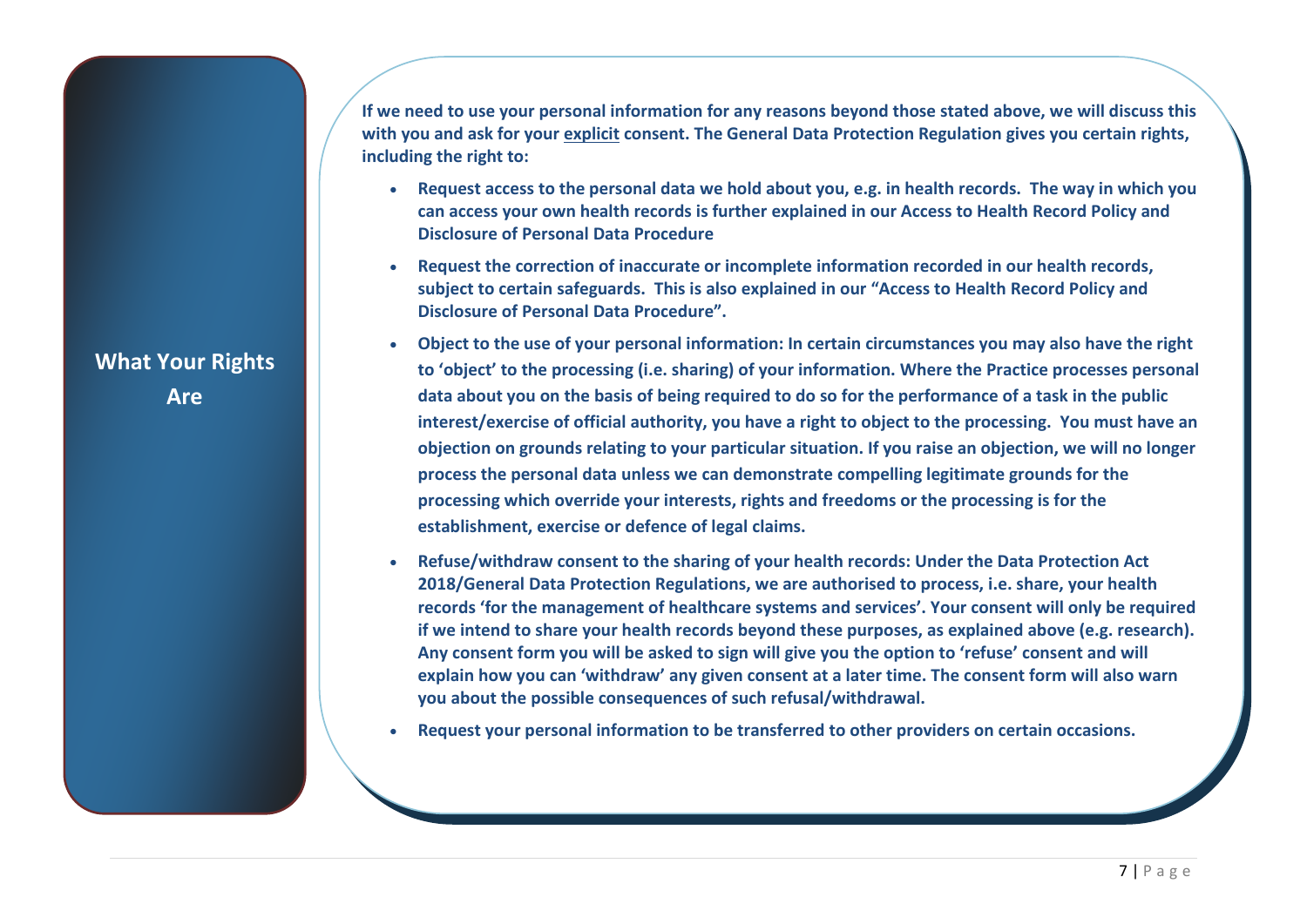## What Your Rights Are

**If we need to use your personal information for any reasons beyond those stated above, we will discuss this with you and ask for your <u>explicit</u> consent. The General Data Protection Regulation gives you certain rights, including the right to:**

- **Request access to the personal data we hold about you, e.g. in health records. The way in which you can access your own health records is further explained in our Access to Health Record Policy and Disclosure of Personal Data Procedure**
- **Request the correction of inaccurate or incomplete information recorded in our health records, subject to certain safeguards. This is also explained in our "Access to Health Record Policy and Disclosure of Personal Data Procedure".**
- **Object to the use of your personal information: In certain circumstances you may also have the right to 'object' to the processing (i.e. sharing) of your information. Where the Practice processes personal data about you on the basis of being required to do so for the performance of a task in the public interest/exercise of official authority, you have a right to object to the processing. You must have an objection on grounds relating to your particular situation. If you raise an objection, we will no longer process the personal data unless we can demonstrate compelling legitimate grounds for the processing which override your interests, rights and freedoms or the processing is for the establishment, exercise or defence of legal claims.**
- **Refuse/withdraw consent to the sharing of your health records: Under the Data Protection Act 2018/General Data Protection Regulations, we are authorised to process, i.e. share, your health records 'for the management of healthcare systems and services'. Your consent will only be required if we intend to share your health records beyond these purposes, as explained above (e.g. research). Any consent form you will be asked to sign will give you the option to 'refuse' consent and will explain how you can 'withdraw' any given consent at a later time. The consent form will also warn you about the possible consequences of such refusal/withdrawal.**
- **Request your personal information to be transferred to other providers on certain occasions.**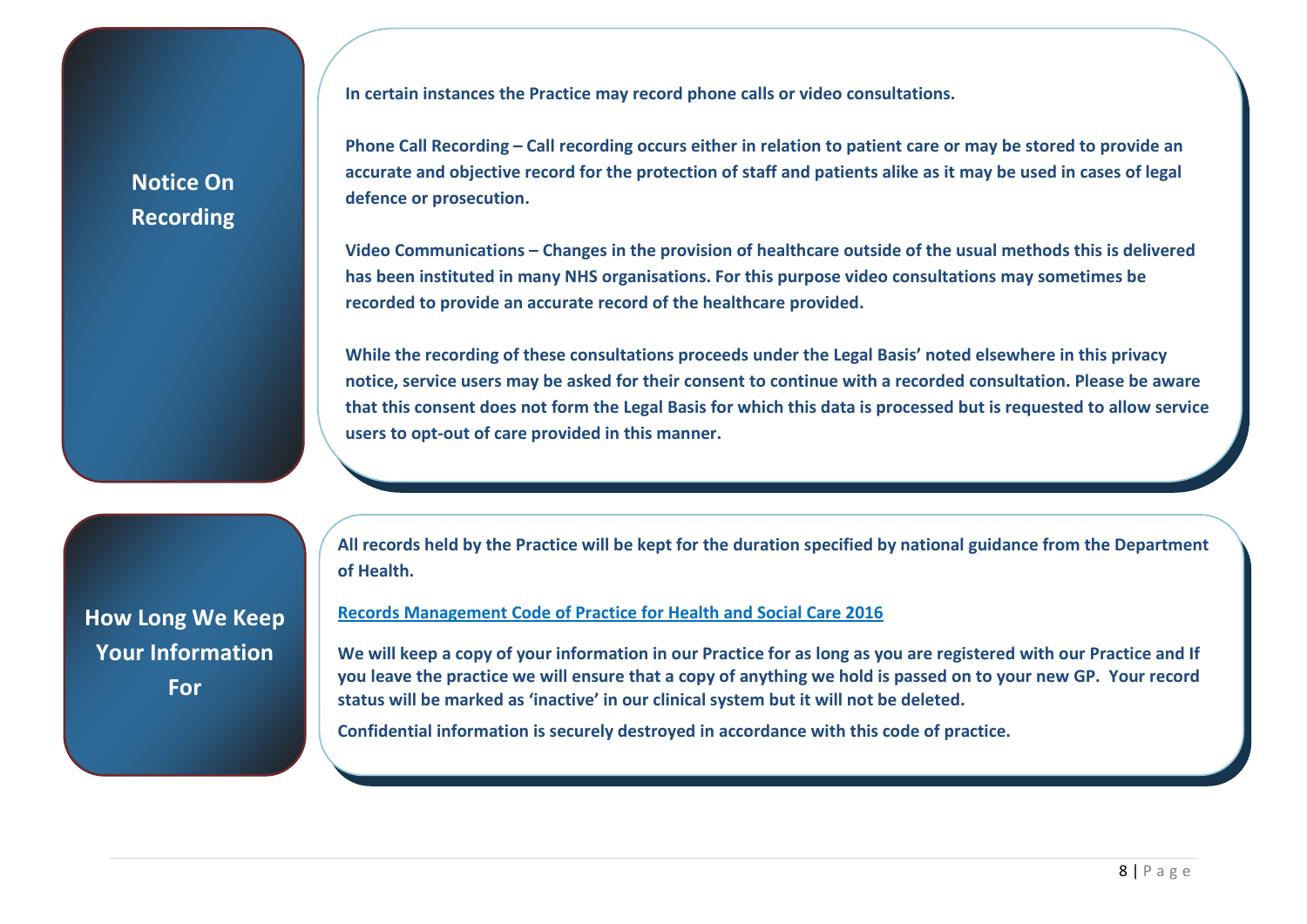## Notice On Recording

**In certain instances the Practice may record phone calls or video consultations.**

**Phone Call Recording – Call recording occurs either in relation to patient care or may be stored to provide an accurate and objective record for the protection of staff and patients alike as it may be used in cases of legal defence or prosecution.**

**Video Communications – Changes in the provision of healthcare outside of the usual methods this is delivered has been instituted in many NHS organisations. For this purpose video consultations may sometimes be recorded to provide an accurate record of the healthcare provided.**

**While the recording of these consultations proceeds under the Legal Basis' noted elsewhere in this privacy notice, service users may be asked for their consent to continue with a recorded consultation. Please be aware that this consent does not form the Legal Basis for which this data is processed but is requested to allow service users to opt-out of care provided in this manner.**

## How Long We Keep Your Information For

**All records held by the Practice will be kept for the duration specified by national guidance from the Department of Health.**

**Records Management Code of Practice for Health and Social Care 2016**

**We will keep a copy of your information in our Practice for as long as you are registered with our Practice and If you leave the practice we will ensure that a copy of anything we hold is passed on to your new GP. Your record status will be marked as 'inactive' in our clinical system but it will not be deleted.**

**Confidential information is securely destroyed in accordance with this code of practice.**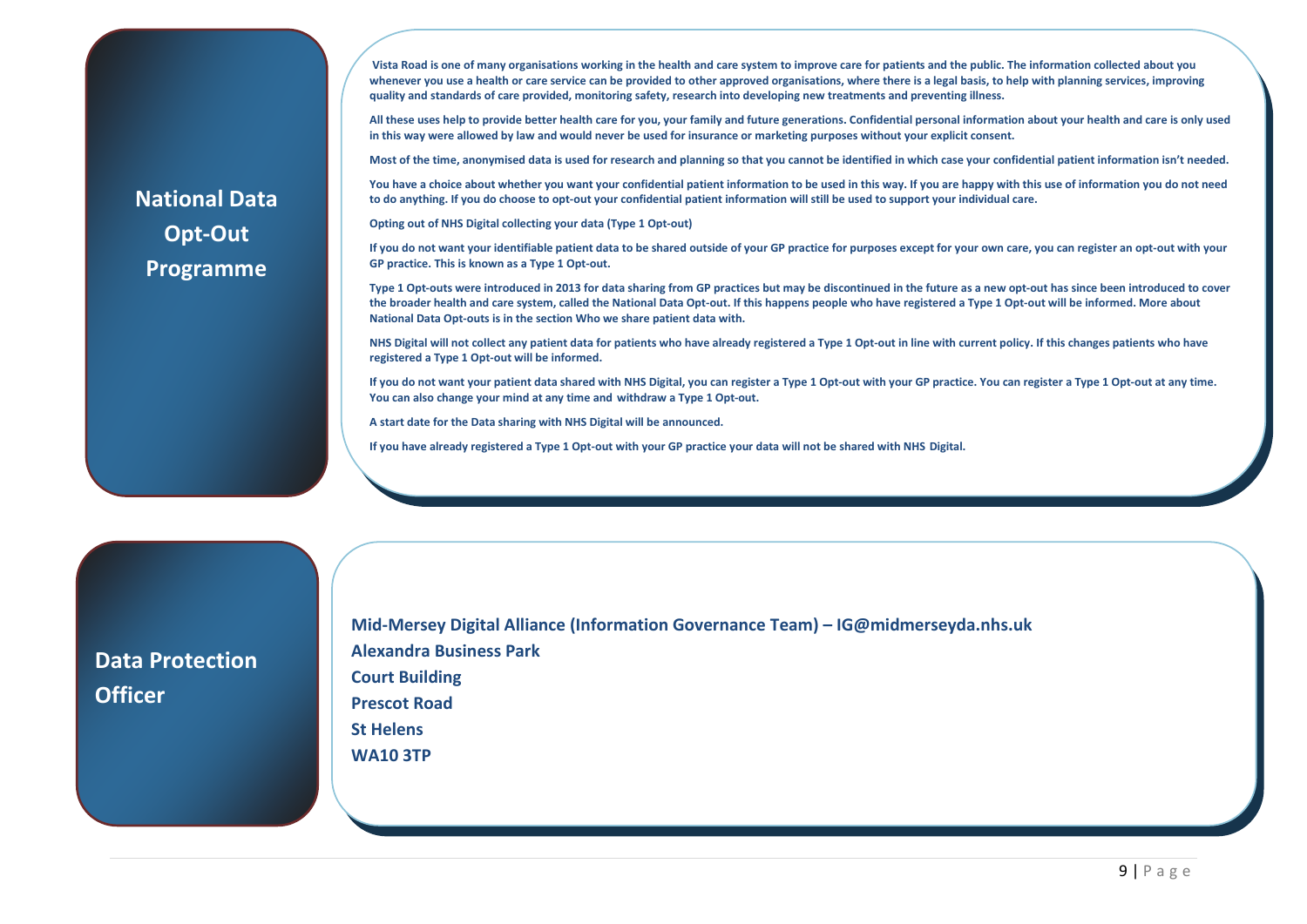## National Data Opt-Out Programme

**Vista Road is one of many organisations working in the health and care system to improve care for patients and the public. The information collected about you whenever you use a health or care service can be provided to other approved organisations, where there is a legal basis, to help with planning services, improving quality and standards of care provided, monitoring safety, research into developing new treatments and preventing illness.**

**All these uses help to provide better health care for you, your family and future generations. Confidential personal information about your health and care is only used in this way were allowed by law and would never be used for insurance or marketing purposes without your explicit consent.**

**Most of the time, anonymised data is used for research and planning so that you cannot be identified in which case your confidential patient information isn't needed.**

**You have a choice about whether you want your confidential patient information to be used in this way. If you are happy with this use of information you do not need to do anything. If you do choose to opt-out your confidential patient information will still be used to support your individual care.**

**Opting out of NHS Digital collecting your data (Type 1 Opt-out)**

**If you do not want your identifiable patient data to be shared outside of your GP practice for purposes except for your own care, you can register an opt-out with your GP practice. This is known as a Type 1 Opt-out.**

**Type 1 Opt-outs were introduced in 2013 for data sharing from GP practices but may be discontinued in the future as a new opt-out has since been introduced to cover the broader health and care system, called the National Data Opt-out. If this happens people who have registered a Type 1 Opt-out will be informed. More about National Data Opt-outs is in the section Who we share patient data with.**

**NHS Digital will not collect any patient data for patients who have already registered a Type 1 Opt-out in line with current policy. If this changes patients who have registered a Type 1 Opt-out will be informed.**

**If you do not want your patient data shared with NHS Digital, you can register a Type 1 Opt-out with your GP practice. You can register a Type 1 Opt-out at any time. You can also change your mind at any time and withdraw a Type 1 Opt-out.**

**A start date for the Data sharing with NHS Digital will be announced.**

**If you have already registered a Type 1 Opt-out with your GP practice your data will not be shared with NHS Digital.**

## Data Protection Officer

**Mid-Mersey Digital Alliance (Information Governance Team) – IG@midmerseyda.nhs.uk**
**Alexandra Business Park**
**Court Building**
**Prescot Road**
**St Helens**
**WA10 3TP**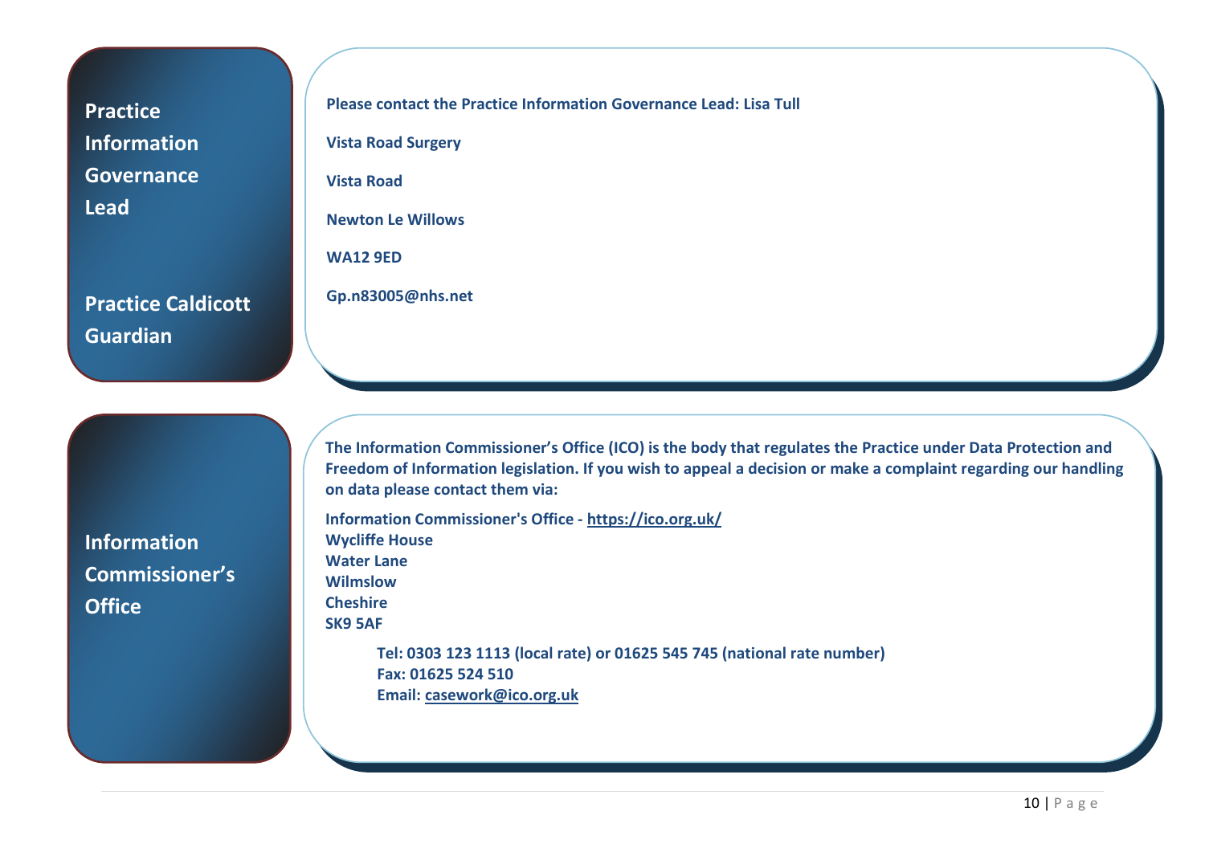## Practice Information Governance Lead

## Practice Caldicott Guardian

**Please contact the Practice Information Governance Lead: Lisa Tull**

**Vista Road Surgery**

**Vista Road**

**Newton Le Willows**

**WA12 9ED**

**Gp.n83005@nhs.net**

## Information Commissioner's Office

**The Information Commissioner's Office (ICO) is the body that regulates the Practice under Data Protection and Freedom of Information legislation. If you wish to appeal a decision or make a complaint regarding our handling on data please contact them via:**

**Information Commissioner's Office - https://ico.org.uk/**
**Wycliffe House**
**Water Lane**
**Wilmslow**
**Cheshire**
**SK9 5AF**

**Tel: 0303 123 1113 (local rate) or 01625 545 745 (national rate number)**
**Fax: 01625 524 510**
**Email: casework@ico.org.uk**